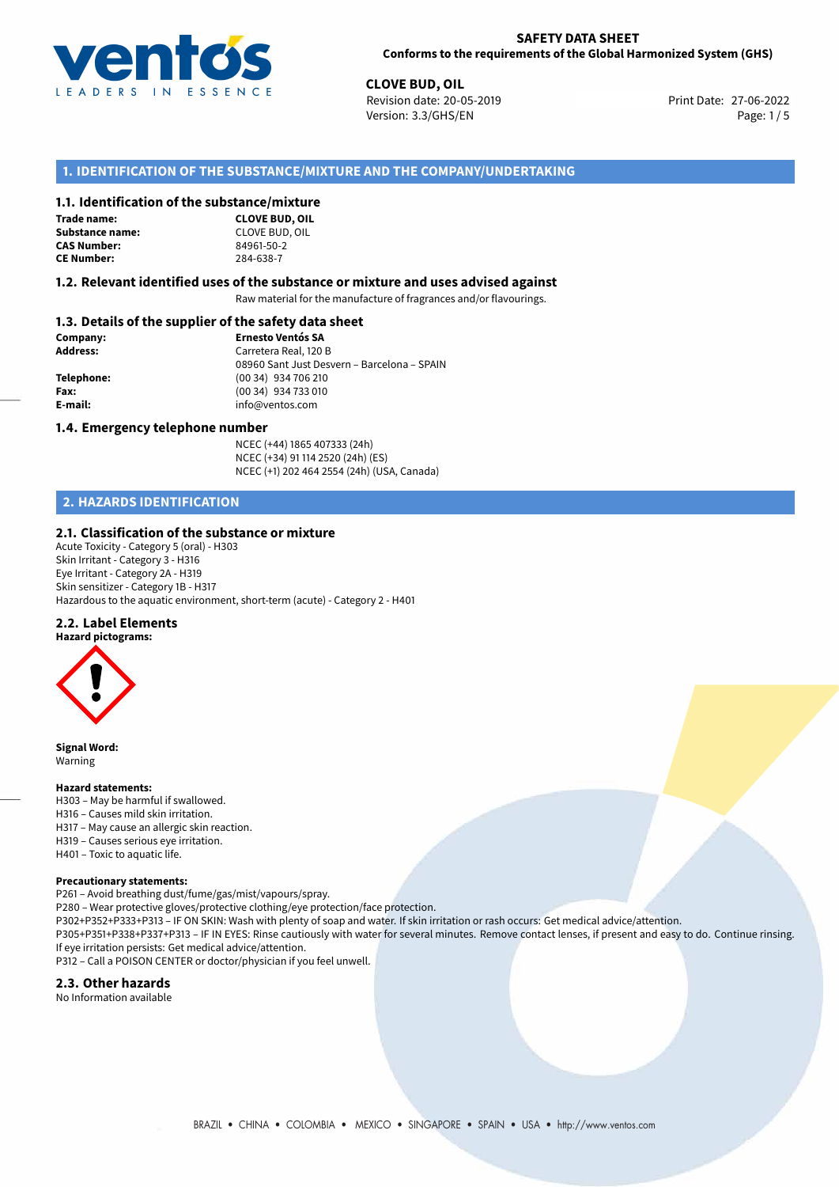**SAFETY DATA SHEET**
**Conforms to the requirements of the Global Harmonized System (GHS)**

**CLOVE BUD, OIL**
Revision date: 20-05-2019
Version: 3.3/GHS/EN
Print Date: 27-06-2022

## 1. IDENTIFICATION OF THE SUBSTANCE/MIXTURE AND THE COMPANY/UNDERTAKING

### 1.1. Identification of the substance/mixture

| | |
|---|---|
| **Trade name:** | **CLOVE BUD, OIL** |
| **Substance name:** | CLOVE BUD, OIL |
| **CAS Number:** | 84961-50-2 |
| **CE Number:** | 284-638-7 |

### 1.2. Relevant identified uses of the substance or mixture and uses advised against

Raw material for the manufacture of fragrances and/or flavourings.

### 1.3. Details of the supplier of the safety data sheet

| | |
|---|---|
| **Company:** | **Ernesto Ventós SA** |
| **Address:** | Carretera Real, 120 B |
| | 08960 Sant Just Desvern – Barcelona – SPAIN |
| **Telephone:** | (00 34) 934 706 210 |
| **Fax:** | (00 34) 934 733 010 |
| **E-mail:** | info@ventos.com |

### 1.4. Emergency telephone number

NCEC (+44) 1865 407333 (24h)
NCEC (+34) 91 114 2520 (24h) (ES)
NCEC (+1) 202 464 2554 (24h) (USA, Canada)

## 2. HAZARDS IDENTIFICATION

### 2.1. Classification of the substance or mixture

Acute Toxicity - Category 5 (oral) - H303
Skin Irritant - Category 3 - H316
Eye Irritant - Category 2A - H319
Skin sensitizer - Category 1B - H317
Hazardous to the aquatic environment, short-term (acute) - Category 2 - H401

### 2.2. Label Elements

**Hazard pictograms:**

**Signal Word:**
Warning

**Hazard statements:**
H303 – May be harmful if swallowed.
H316 – Causes mild skin irritation.
H317 – May cause an allergic skin reaction.
H319 – Causes serious eye irritation.
H401 – Toxic to aquatic life.

**Precautionary statements:**
P261 – Avoid breathing dust/fume/gas/mist/vapours/spray.
P280 – Wear protective gloves/protective clothing/eye protection/face protection.
P302+P352+P333+P313 – IF ON SKIN: Wash with plenty of soap and water. If skin irritation or rash occurs: Get medical advice/attention.
P305+P351+P338+P337+P313 – IF IN EYES: Rinse cautiously with water for several minutes. Remove contact lenses, if present and easy to do. Continue rinsing. If eye irritation persists: Get medical advice/attention.
P312 – Call a POISON CENTER or doctor/physician if you feel unwell.

### 2.3. Other hazards

No Information available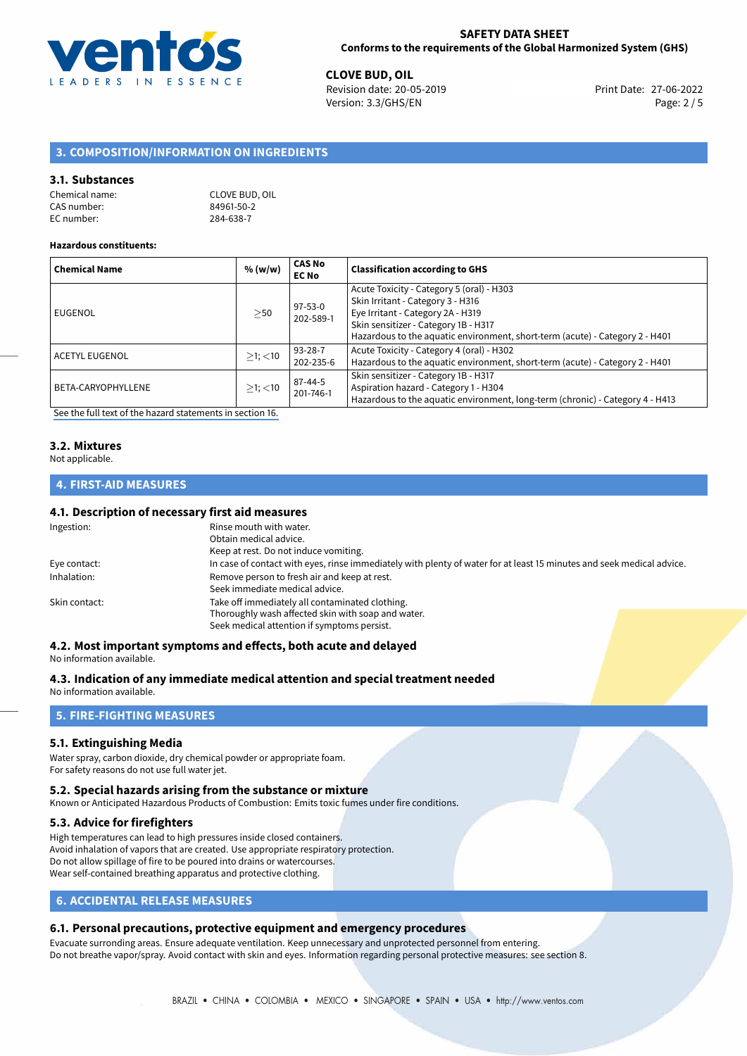## 3. COMPOSITION/INFORMATION ON INGREDIENTS

### 3.1. Substances

Chemical name: CLOVE BUD, OIL
CAS number: 84961-50-2
EC number: 284-638-7

**Hazardous constituents:**

| Chemical Name | % (w/w) | CAS No EC No | Classification according to GHS |
|---|---|---|---|
| EUGENOL | ≥50 | 97-53-0 202-589-1 | Acute Toxicity - Category 5 (oral) - H303 Skin Irritant - Category 3 - H316 Eye Irritant - Category 2A - H319 Skin sensitizer - Category 1B - H317 Hazardous to the aquatic environment, short-term (acute) - Category 2 - H401 |
| ACETYL EUGENOL | ≥1; <10 | 93-28-7 202-235-6 | Acute Toxicity - Category 4 (oral) - H302 Hazardous to the aquatic environment, short-term (acute) - Category 2 - H401 |
| BETA-CARYOPHYLLENE | ≥1; <10 | 87-44-5 201-746-1 | Skin sensitizer - Category 1B - H317 Aspiration hazard - Category 1 - H304 Hazardous to the aquatic environment, long-term (chronic) - Category 4 - H413 |

See the full text of the hazard statements in section 16.

### 3.2. Mixtures

Not applicable.

## 4. FIRST-AID MEASURES

### 4.1. Description of necessary first aid measures

Ingestion: Rinse mouth with water.
Obtain medical advice.
Keep at rest. Do not induce vomiting.

Eye contact: In case of contact with eyes, rinse immediately with plenty of water for at least 15 minutes and seek medical advice.

Inhalation: Remove person to fresh air and keep at rest.
Seek immediate medical advice.

Skin contact: Take off immediately all contaminated clothing.
Thoroughly wash affected skin with soap and water.
Seek medical attention if symptoms persist.

### 4.2. Most important symptoms and effects, both acute and delayed

No information available.

### 4.3. Indication of any immediate medical attention and special treatment needed

No information available.

## 5. FIRE-FIGHTING MEASURES

### 5.1. Extinguishing Media

Water spray, carbon dioxide, dry chemical powder or appropriate foam.
For safety reasons do not use full water jet.

### 5.2. Special hazards arising from the substance or mixture

Known or Anticipated Hazardous Products of Combustion: Emits toxic fumes under fire conditions.

### 5.3. Advice for firefighters

High temperatures can lead to high pressures inside closed containers.
Avoid inhalation of vapors that are created. Use appropriate respiratory protection.
Do not allow spillage of fire to be poured into drains or watercourses.
Wear self-contained breathing apparatus and protective clothing.

## 6. ACCIDENTAL RELEASE MEASURES

### 6.1. Personal precautions, protective equipment and emergency procedures

Evacuate surronding areas. Ensure adequate ventilation. Keep unnecessary and unprotected personnel from entering.
Do not breathe vapor/spray. Avoid contact with skin and eyes. Information regarding personal protective measures: see section 8.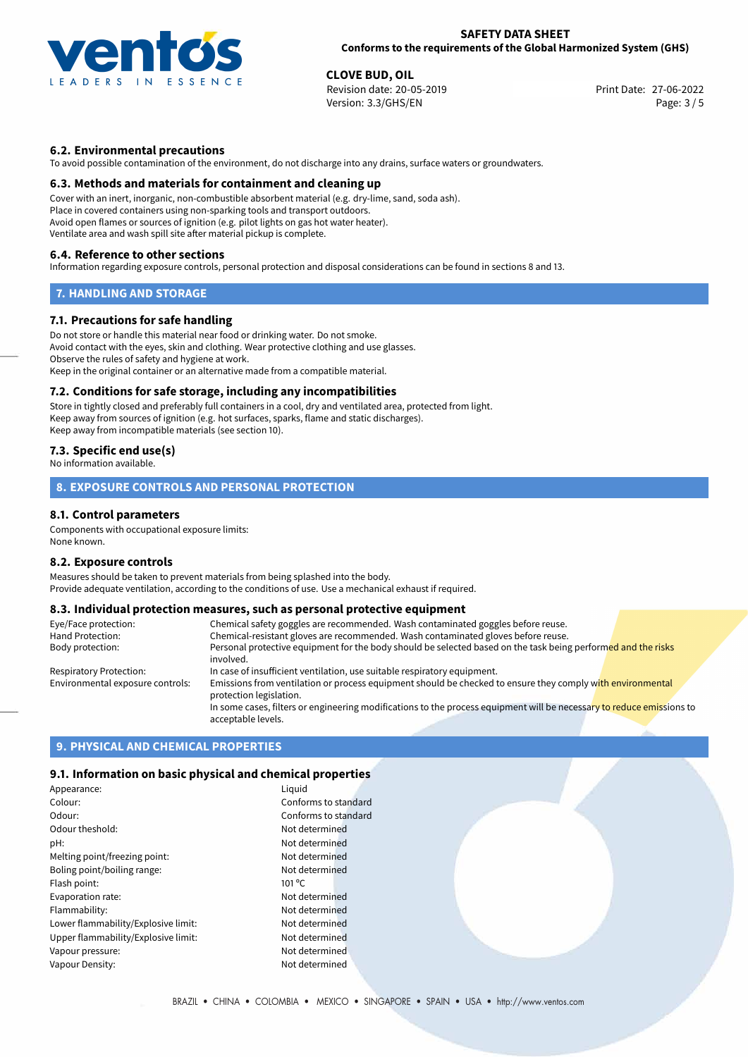### 6.2. Environmental precautions

To avoid possible contamination of the environment, do not discharge into any drains, surface waters or groundwaters.

### 6.3. Methods and materials for containment and cleaning up

Cover with an inert, inorganic, non-combustible absorbent material (e.g. dry-lime, sand, soda ash).
Place in covered containers using non-sparking tools and transport outdoors.
Avoid open flames or sources of ignition (e.g. pilot lights on gas hot water heater).
Ventilate area and wash spill site after material pickup is complete.

### 6.4. Reference to other sections

Information regarding exposure controls, personal protection and disposal considerations can be found in sections 8 and 13.

## 7. HANDLING AND STORAGE

### 7.1. Precautions for safe handling

Do not store or handle this material near food or drinking water. Do not smoke.
Avoid contact with the eyes, skin and clothing. Wear protective clothing and use glasses.
Observe the rules of safety and hygiene at work.
Keep in the original container or an alternative made from a compatible material.

### 7.2. Conditions for safe storage, including any incompatibilities

Store in tightly closed and preferably full containers in a cool, dry and ventilated area, protected from light.
Keep away from sources of ignition (e.g. hot surfaces, sparks, flame and static discharges).
Keep away from incompatible materials (see section 10).

### 7.3. Specific end use(s)

No information available.

## 8. EXPOSURE CONTROLS AND PERSONAL PROTECTION

### 8.1. Control parameters

Components with occupational exposure limits:
None known.

### 8.2. Exposure controls

Measures should be taken to prevent materials from being splashed into the body.
Provide adequate ventilation, according to the conditions of use. Use a mechanical exhaust if required.

### 8.3. Individual protection measures, such as personal protective equipment

| | |
|---|---|
| Eye/Face protection: | Chemical safety goggles are recommended. Wash contaminated goggles before reuse. |
| Hand Protection: | Chemical-resistant gloves are recommended. Wash contaminated gloves before reuse. |
| Body protection: | Personal protective equipment for the body should be selected based on the task being performed and the risks involved. |
| Respiratory Protection: | In case of insufficient ventilation, use suitable respiratory equipment. |
| Environmental exposure controls: | Emissions from ventilation or process equipment should be checked to ensure they comply with environmental protection legislation. In some cases, filters or engineering modifications to the process equipment will be necessary to reduce emissions to acceptable levels. |

## 9. PHYSICAL AND CHEMICAL PROPERTIES

### 9.1. Information on basic physical and chemical properties

| | |
|---|---|
| Appearance: | Liquid |
| Colour: | Conforms to standard |
| Odour: | Conforms to standard |
| Odour theshold: | Not determined |
| pH: | Not determined |
| Melting point/freezing point: | Not determined |
| Boling point/boiling range: | Not determined |
| Flash point: | 101 °C |
| Evaporation rate: | Not determined |
| Flammability: | Not determined |
| Lower flammability/Explosive limit: | Not determined |
| Upper flammability/Explosive limit: | Not determined |
| Vapour pressure: | Not determined |
| Vapour Density: | Not determined |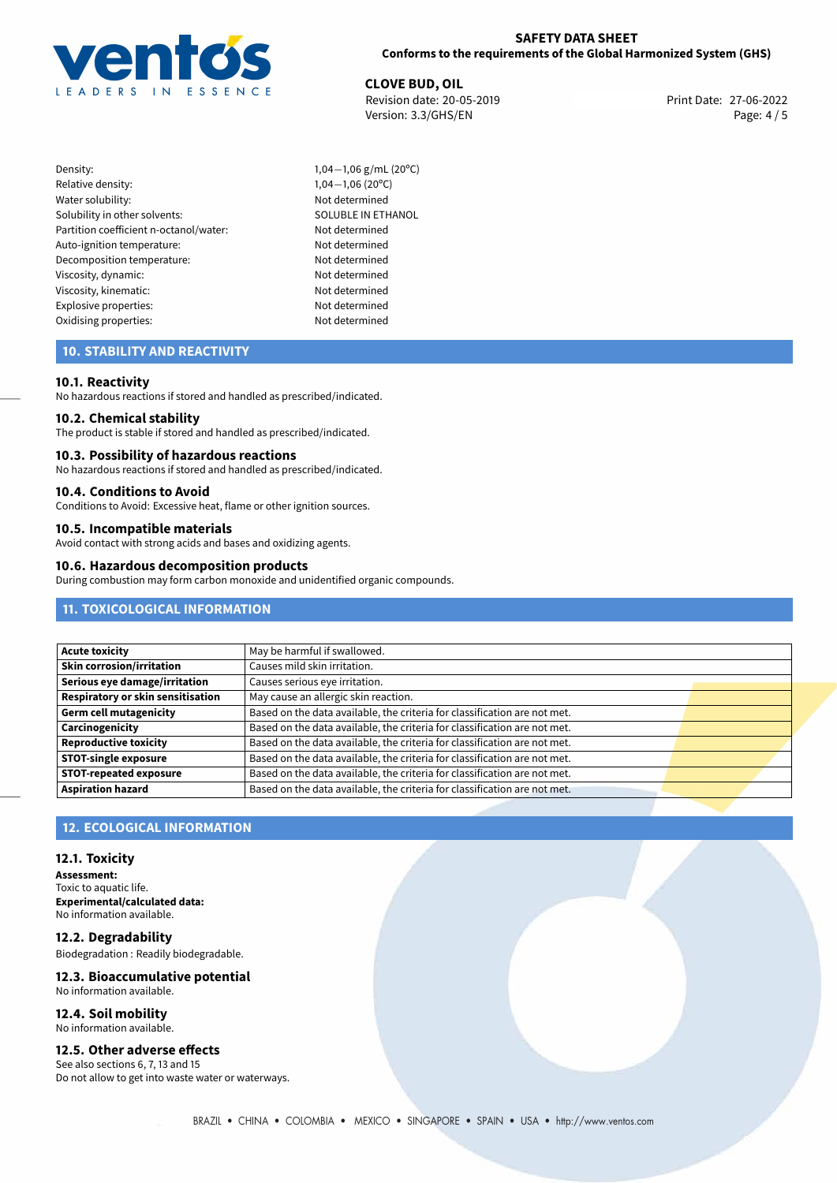| | |
|---|---|
| Density: | 1,04—1,06 g/mL (20°C) |
| Relative density: | 1,04—1,06 (20°C) |
| Water solubility: | Not determined |
| Solubility in other solvents: | SOLUBLE IN ETHANOL |
| Partition coefficient n-octanol/water: | Not determined |
| Auto-ignition temperature: | Not determined |
| Decomposition temperature: | Not determined |
| Viscosity, dynamic: | Not determined |
| Viscosity, kinematic: | Not determined |
| Explosive properties: | Not determined |
| Oxidising properties: | Not determined |

## 10. STABILITY AND REACTIVITY

### 10.1. Reactivity

No hazardous reactions if stored and handled as prescribed/indicated.

### 10.2. Chemical stability

The product is stable if stored and handled as prescribed/indicated.

### 10.3. Possibility of hazardous reactions

No hazardous reactions if stored and handled as prescribed/indicated.

### 10.4. Conditions to Avoid

Conditions to Avoid: Excessive heat, flame or other ignition sources.

### 10.5. Incompatible materials

Avoid contact with strong acids and bases and oxidizing agents.

### 10.6. Hazardous decomposition products

During combustion may form carbon monoxide and unidentified organic compounds.

## 11. TOXICOLOGICAL INFORMATION

| | |
|---|---|
| **Acute toxicity** | May be harmful if swallowed. |
| **Skin corrosion/irritation** | Causes mild skin irritation. |
| **Serious eye damage/irritation** | Causes serious eye irritation. |
| **Respiratory or skin sensitisation** | May cause an allergic skin reaction. |
| **Germ cell mutagenicity** | Based on the data available, the criteria for classification are not met. |
| **Carcinogenicity** | Based on the data available, the criteria for classification are not met. |
| **Reproductive toxicity** | Based on the data available, the criteria for classification are not met. |
| **STOT-single exposure** | Based on the data available, the criteria for classification are not met. |
| **STOT-repeated exposure** | Based on the data available, the criteria for classification are not met. |
| **Aspiration hazard** | Based on the data available, the criteria for classification are not met. |

## 12. ECOLOGICAL INFORMATION

### 12.1. Toxicity

**Assessment:**
Toxic to aquatic life.
**Experimental/calculated data:**
No information available.

### 12.2. Degradability

Biodegradation : Readily biodegradable.

### 12.3. Bioaccumulative potential

No information available.

### 12.4. Soil mobility

No information available.

### 12.5. Other adverse effects

See also sections 6, 7, 13 and 15
Do not allow to get into waste water or waterways.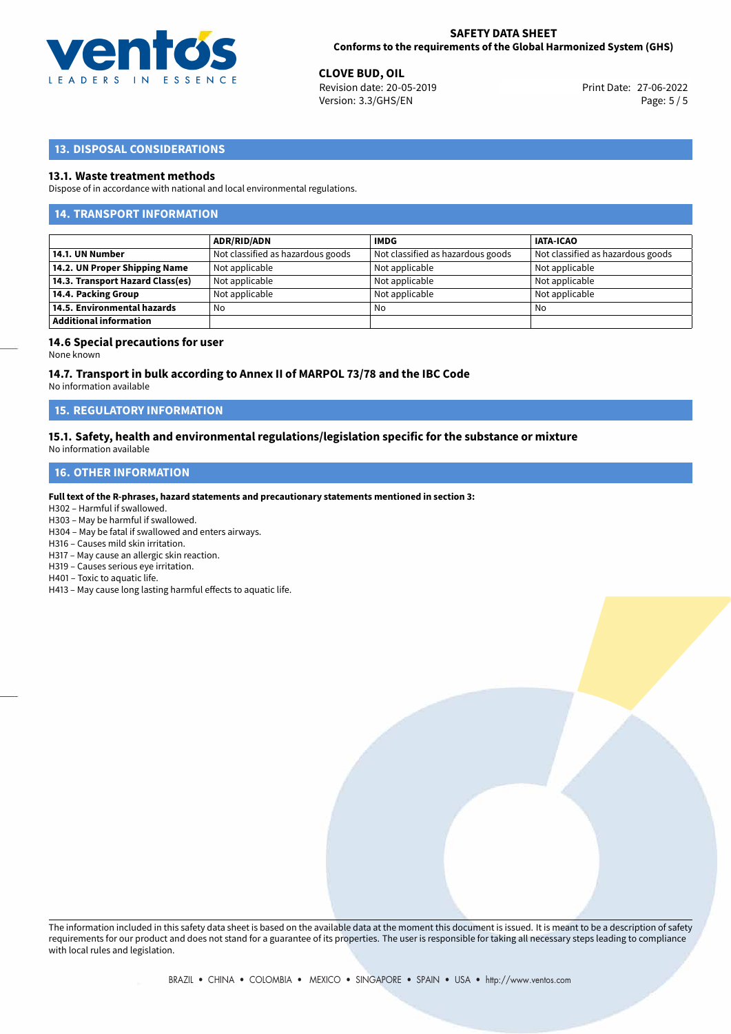## 13. DISPOSAL CONSIDERATIONS

### 13.1. Waste treatment methods

Dispose of in accordance with national and local environmental regulations.

## 14. TRANSPORT INFORMATION

| | ADR/RID/ADN | IMDG | IATA-ICAO |
|---|---|---|---|
| **14.1. UN Number** | Not classified as hazardous goods | Not classified as hazardous goods | Not classified as hazardous goods |
| **14.2. UN Proper Shipping Name** | Not applicable | Not applicable | Not applicable |
| **14.3. Transport Hazard Class(es)** | Not applicable | Not applicable | Not applicable |
| **14.4. Packing Group** | Not applicable | Not applicable | Not applicable |
| **14.5. Environmental hazards** | No | No | No |
| **Additional information** | | | |

### 14.6 Special precautions for user

None known

### 14.7. Transport in bulk according to Annex II of MARPOL 73/78 and the IBC Code

No information available

## 15. REGULATORY INFORMATION

### 15.1. Safety, health and environmental regulations/legislation specific for the substance or mixture

No information available

## 16. OTHER INFORMATION

**Full text of the R-phrases, hazard statements and precautionary statements mentioned in section 3:**

H302 – Harmful if swallowed.
H303 – May be harmful if swallowed.
H304 – May be fatal if swallowed and enters airways.
H316 – Causes mild skin irritation.
H317 – May cause an allergic skin reaction.
H319 – Causes serious eye irritation.
H401 – Toxic to aquatic life.
H413 – May cause long lasting harmful effects to aquatic life.

The information included in this safety data sheet is based on the available data at the moment this document is issued. It is meant to be a description of safety requirements for our product and does not stand for a guarantee of its properties. The user is responsible for taking all necessary steps leading to compliance with local rules and legislation.